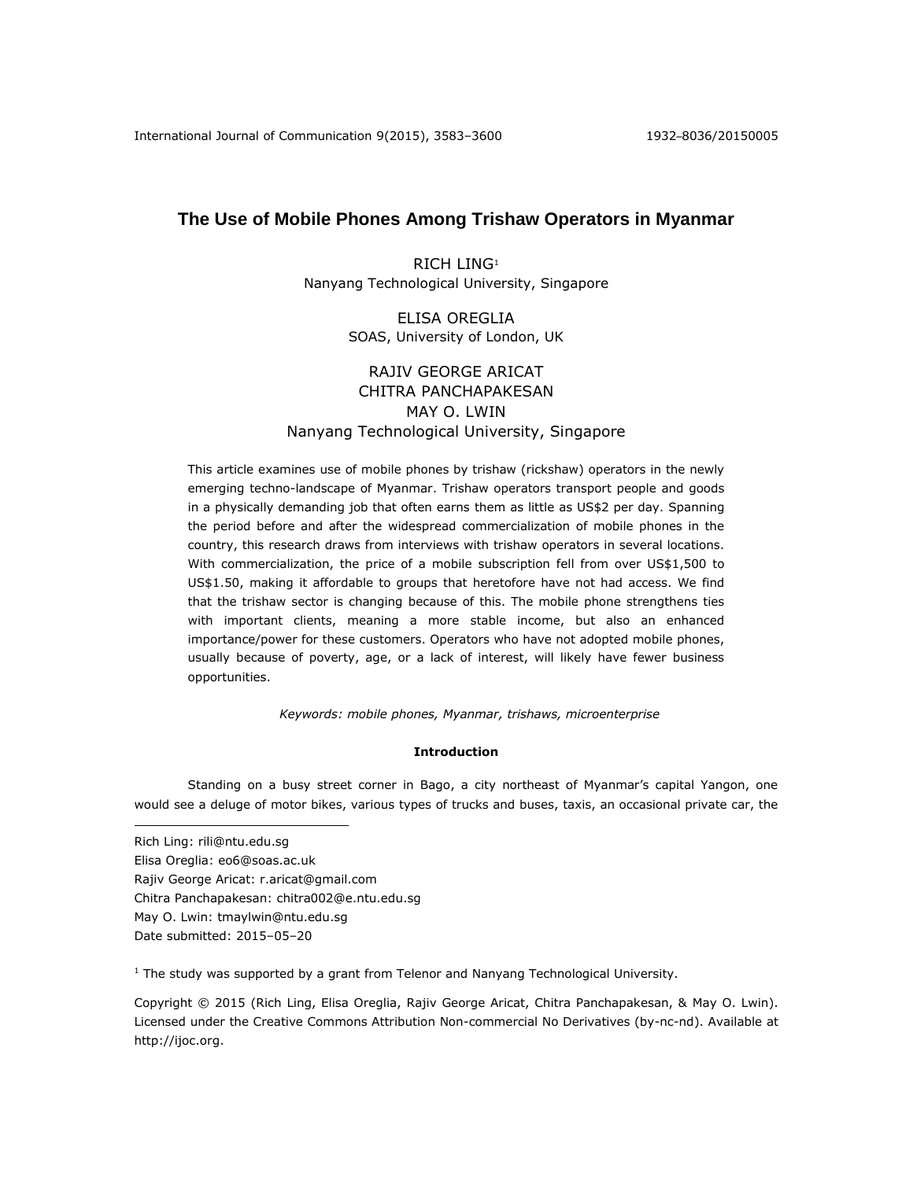# The Use of Mobile Phones Among Trishaw Operators in Myanmar

RICH LING[1]
Nanyang Technological University, Singapore

ELISA OREGLIA
SOAS, University of London, UK

RAJIV GEORGE ARICAT
CHITRA PANCHAPAKESAN
MAY O. LWIN
Nanyang Technological University, Singapore

This article examines use of mobile phones by trishaw (rickshaw) operators in the newly emerging techno-landscape of Myanmar. Trishaw operators transport people and goods in a physically demanding job that often earns them as little as US$2 per day. Spanning the period before and after the widespread commercialization of mobile phones in the country, this research draws from interviews with trishaw operators in several locations. With commercialization, the price of a mobile subscription fell from over US$1,500 to US$1.50, making it affordable to groups that heretofore have not had access. We find that the trishaw sector is changing because of this. The mobile phone strengthens ties with important clients, meaning a more stable income, but also an enhanced importance/power for these customers. Operators who have not adopted mobile phones, usually because of poverty, age, or a lack of interest, will likely have fewer business opportunities.

*Keywords: mobile phones, Myanmar, trishaws, microenterprise*

## Introduction

Standing on a busy street corner in Bago, a city northeast of Myanmar's capital Yangon, one would see a deluge of motor bikes, various types of trucks and buses, taxis, an occasional private car, the

Rich Ling: rili@ntu.edu.sg
Elisa Oreglia: eo6@soas.ac.uk
Rajiv George Aricat: r.aricat@gmail.com
Chitra Panchapakesan: chitra002@e.ntu.edu.sg
May O. Lwin: tmaylwin@ntu.edu.sg
Date submitted: 2015–05–20

[1] The study was supported by a grant from Telenor and Nanyang Technological University.

Copyright © 2015 (Rich Ling, Elisa Oreglia, Rajiv George Aricat, Chitra Panchapakesan, & May O. Lwin). Licensed under the Creative Commons Attribution Non-commercial No Derivatives (by-nc-nd). Available at http://ijoc.org.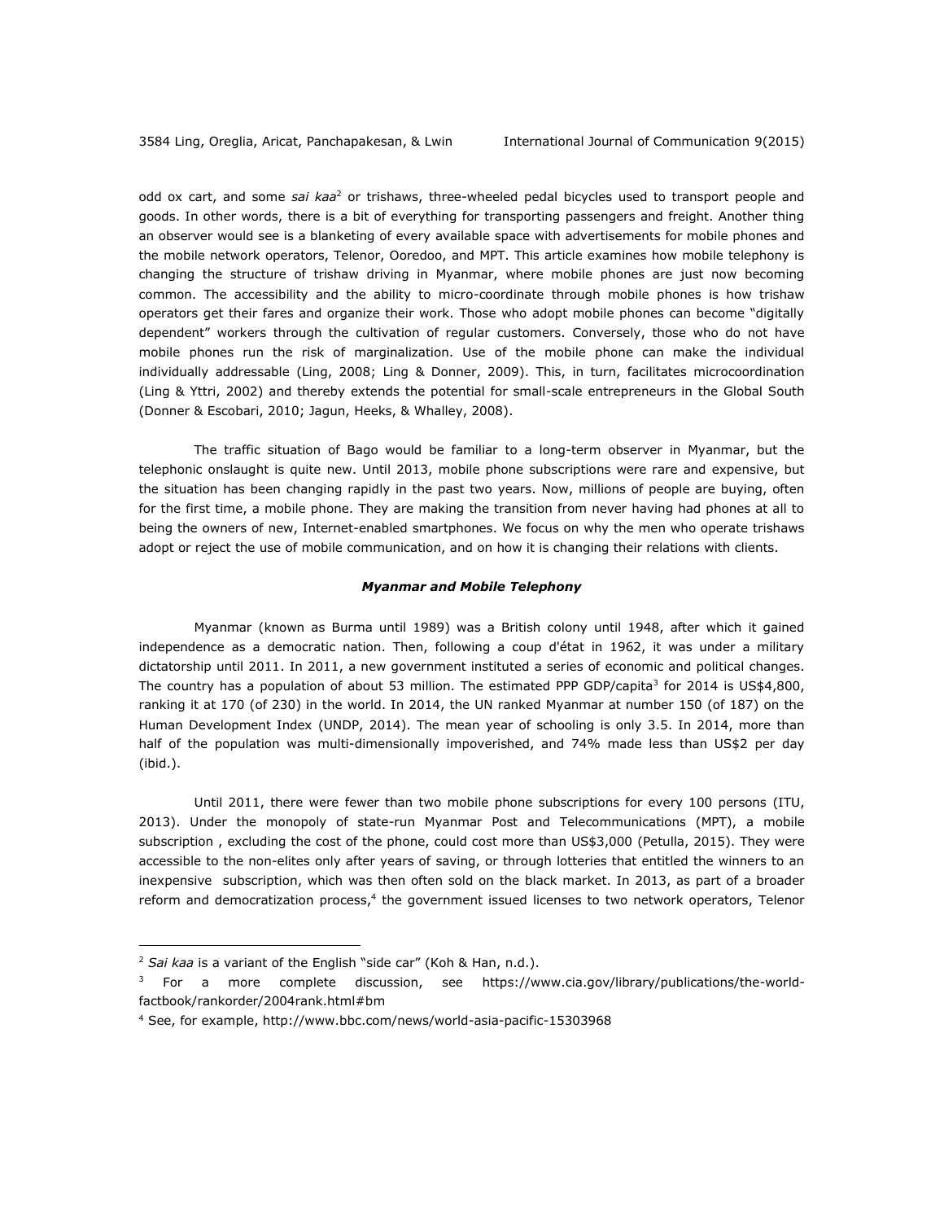odd ox cart, and some *sai kaa*[2] or trishaws, three-wheeled pedal bicycles used to transport people and goods. In other words, there is a bit of everything for transporting passengers and freight. Another thing an observer would see is a blanketing of every available space with advertisements for mobile phones and the mobile network operators, Telenor, Ooredoo, and MPT. This article examines how mobile telephony is changing the structure of trishaw driving in Myanmar, where mobile phones are just now becoming common. The accessibility and the ability to micro-coordinate through mobile phones is how trishaw operators get their fares and organize their work. Those who adopt mobile phones can become "digitally dependent" workers through the cultivation of regular customers. Conversely, those who do not have mobile phones run the risk of marginalization. Use of the mobile phone can make the individual individually addressable (Ling, 2008; Ling & Donner, 2009). This, in turn, facilitates microcoordination (Ling & Yttri, 2002) and thereby extends the potential for small-scale entrepreneurs in the Global South (Donner & Escobari, 2010; Jagun, Heeks, & Whalley, 2008).

The traffic situation of Bago would be familiar to a long-term observer in Myanmar, but the telephonic onslaught is quite new. Until 2013, mobile phone subscriptions were rare and expensive, but the situation has been changing rapidly in the past two years. Now, millions of people are buying, often for the first time, a mobile phone. They are making the transition from never having had phones at all to being the owners of new, Internet-enabled smartphones. We focus on why the men who operate trishaws adopt or reject the use of mobile communication, and on how it is changing their relations with clients.

### *Myanmar and Mobile Telephony*

Myanmar (known as Burma until 1989) was a British colony until 1948, after which it gained independence as a democratic nation. Then, following a coup d'état in 1962, it was under a military dictatorship until 2011. In 2011, a new government instituted a series of economic and political changes. The country has a population of about 53 million. The estimated PPP GDP/capita[3] for 2014 is US$4,800, ranking it at 170 (of 230) in the world. In 2014, the UN ranked Myanmar at number 150 (of 187) on the Human Development Index (UNDP, 2014). The mean year of schooling is only 3.5. In 2014, more than half of the population was multi-dimensionally impoverished, and 74% made less than US$2 per day (ibid.).

Until 2011, there were fewer than two mobile phone subscriptions for every 100 persons (ITU, 2013). Under the monopoly of state-run Myanmar Post and Telecommunications (MPT), a mobile subscription , excluding the cost of the phone, could cost more than US$3,000 (Petulla, 2015). They were accessible to the non-elites only after years of saving, or through lotteries that entitled the winners to an inexpensive subscription, which was then often sold on the black market. In 2013, as part of a broader reform and democratization process,[4] the government issued licenses to two network operators, Telenor

---

[2] *Sai kaa* is a variant of the English "side car" (Koh & Han, n.d.).

[3] For a more complete discussion, see https://www.cia.gov/library/publications/the-world-factbook/rankorder/2004rank.html#bm

[4] See, for example, http://www.bbc.com/news/world-asia-pacific-15303968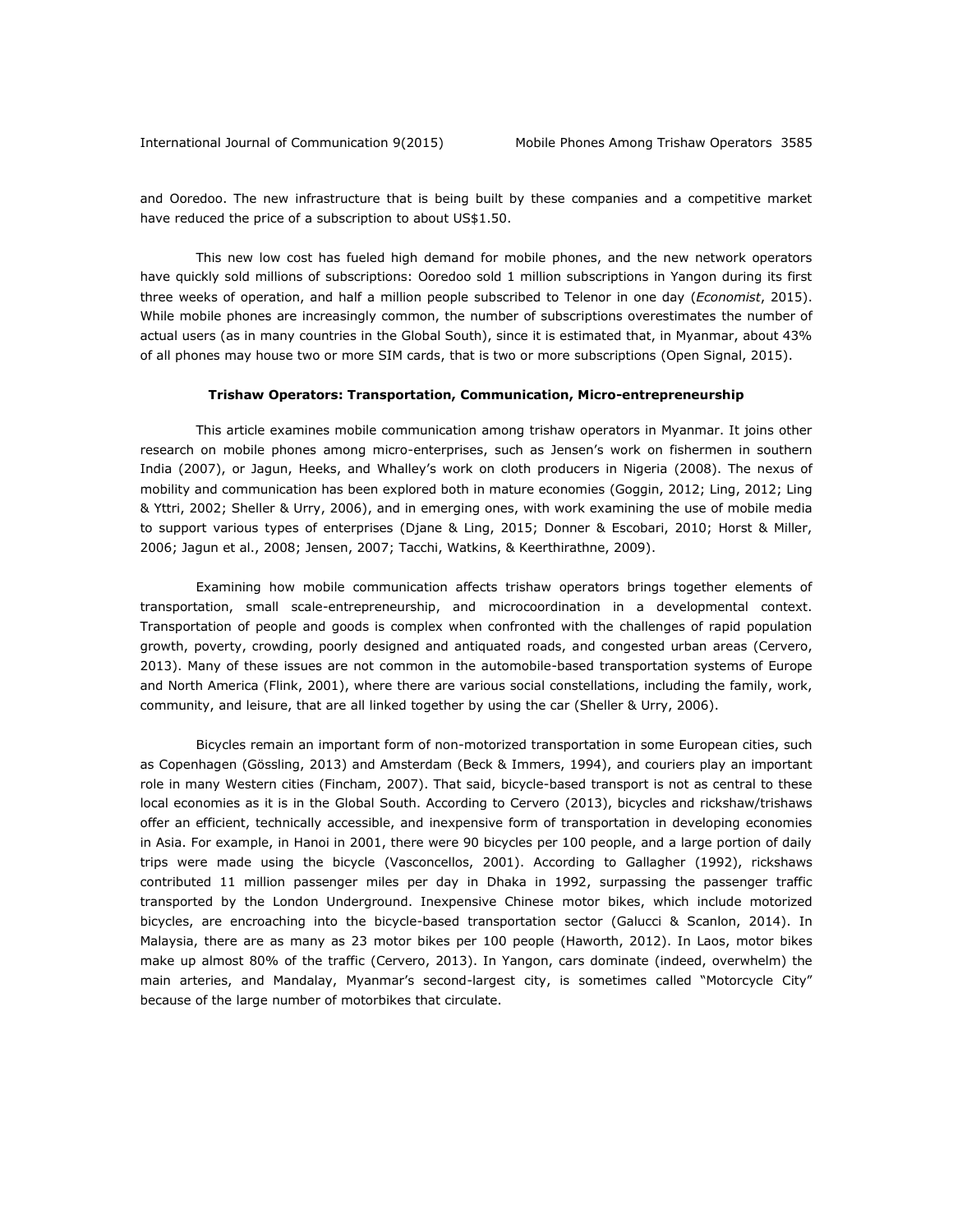and Ooredoo. The new infrastructure that is being built by these companies and a competitive market have reduced the price of a subscription to about US$1.50.

This new low cost has fueled high demand for mobile phones, and the new network operators have quickly sold millions of subscriptions: Ooredoo sold 1 million subscriptions in Yangon during its first three weeks of operation, and half a million people subscribed to Telenor in one day (*Economist*, 2015). While mobile phones are increasingly common, the number of subscriptions overestimates the number of actual users (as in many countries in the Global South), since it is estimated that, in Myanmar, about 43% of all phones may house two or more SIM cards, that is two or more subscriptions (Open Signal, 2015).

## Trishaw Operators: Transportation, Communication, Micro-entrepreneurship

This article examines mobile communication among trishaw operators in Myanmar. It joins other research on mobile phones among micro-enterprises, such as Jensen's work on fishermen in southern India (2007), or Jagun, Heeks, and Whalley's work on cloth producers in Nigeria (2008). The nexus of mobility and communication has been explored both in mature economies (Goggin, 2012; Ling, 2012; Ling & Yttri, 2002; Sheller & Urry, 2006), and in emerging ones, with work examining the use of mobile media to support various types of enterprises (Djane & Ling, 2015; Donner & Escobari, 2010; Horst & Miller, 2006; Jagun et al., 2008; Jensen, 2007; Tacchi, Watkins, & Keerthirathne, 2009).

Examining how mobile communication affects trishaw operators brings together elements of transportation, small scale-entrepreneurship, and microcoordination in a developmental context. Transportation of people and goods is complex when confronted with the challenges of rapid population growth, poverty, crowding, poorly designed and antiquated roads, and congested urban areas (Cervero, 2013). Many of these issues are not common in the automobile-based transportation systems of Europe and North America (Flink, 2001), where there are various social constellations, including the family, work, community, and leisure, that are all linked together by using the car (Sheller & Urry, 2006).

Bicycles remain an important form of non-motorized transportation in some European cities, such as Copenhagen (Gössling, 2013) and Amsterdam (Beck & Immers, 1994), and couriers play an important role in many Western cities (Fincham, 2007). That said, bicycle-based transport is not as central to these local economies as it is in the Global South. According to Cervero (2013), bicycles and rickshaw/trishaws offer an efficient, technically accessible, and inexpensive form of transportation in developing economies in Asia. For example, in Hanoi in 2001, there were 90 bicycles per 100 people, and a large portion of daily trips were made using the bicycle (Vasconcellos, 2001). According to Gallagher (1992), rickshaws contributed 11 million passenger miles per day in Dhaka in 1992, surpassing the passenger traffic transported by the London Underground. Inexpensive Chinese motor bikes, which include motorized bicycles, are encroaching into the bicycle-based transportation sector (Galucci & Scanlon, 2014). In Malaysia, there are as many as 23 motor bikes per 100 people (Haworth, 2012). In Laos, motor bikes make up almost 80% of the traffic (Cervero, 2013). In Yangon, cars dominate (indeed, overwhelm) the main arteries, and Mandalay, Myanmar's second-largest city, is sometimes called "Motorcycle City" because of the large number of motorbikes that circulate.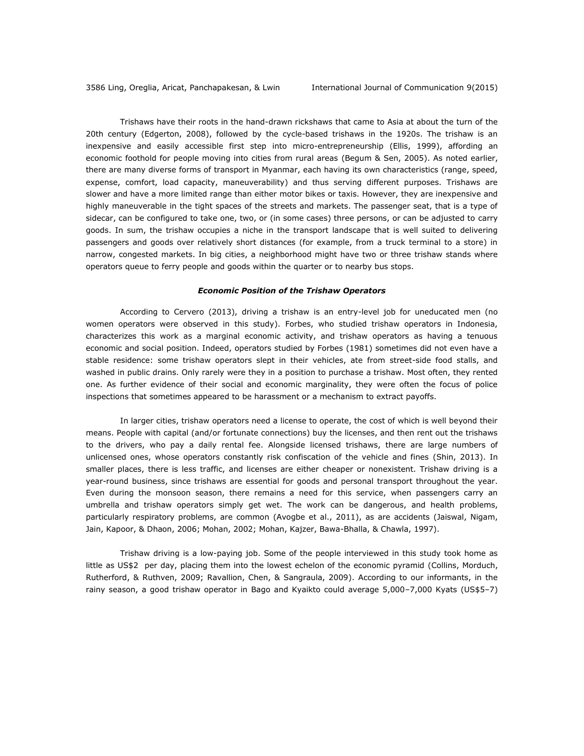Trishaws have their roots in the hand-drawn rickshaws that came to Asia at about the turn of the 20th century (Edgerton, 2008), followed by the cycle-based trishaws in the 1920s. The trishaw is an inexpensive and easily accessible first step into micro-entrepreneurship (Ellis, 1999), affording an economic foothold for people moving into cities from rural areas (Begum & Sen, 2005). As noted earlier, there are many diverse forms of transport in Myanmar, each having its own characteristics (range, speed, expense, comfort, load capacity, maneuverability) and thus serving different purposes. Trishaws are slower and have a more limited range than either motor bikes or taxis. However, they are inexpensive and highly maneuverable in the tight spaces of the streets and markets. The passenger seat, that is a type of sidecar, can be configured to take one, two, or (in some cases) three persons, or can be adjusted to carry goods. In sum, the trishaw occupies a niche in the transport landscape that is well suited to delivering passengers and goods over relatively short distances (for example, from a truck terminal to a store) in narrow, congested markets. In big cities, a neighborhood might have two or three trishaw stands where operators queue to ferry people and goods within the quarter or to nearby bus stops.

### *Economic Position of the Trishaw Operators*

According to Cervero (2013), driving a trishaw is an entry-level job for uneducated men (no women operators were observed in this study). Forbes, who studied trishaw operators in Indonesia, characterizes this work as a marginal economic activity, and trishaw operators as having a tenuous economic and social position. Indeed, operators studied by Forbes (1981) sometimes did not even have a stable residence: some trishaw operators slept in their vehicles, ate from street-side food stalls, and washed in public drains. Only rarely were they in a position to purchase a trishaw. Most often, they rented one. As further evidence of their social and economic marginality, they were often the focus of police inspections that sometimes appeared to be harassment or a mechanism to extract payoffs.

In larger cities, trishaw operators need a license to operate, the cost of which is well beyond their means. People with capital (and/or fortunate connections) buy the licenses, and then rent out the trishaws to the drivers, who pay a daily rental fee. Alongside licensed trishaws, there are large numbers of unlicensed ones, whose operators constantly risk confiscation of the vehicle and fines (Shin, 2013). In smaller places, there is less traffic, and licenses are either cheaper or nonexistent. Trishaw driving is a year-round business, since trishaws are essential for goods and personal transport throughout the year. Even during the monsoon season, there remains a need for this service, when passengers carry an umbrella and trishaw operators simply get wet. The work can be dangerous, and health problems, particularly respiratory problems, are common (Avogbe et al., 2011), as are accidents (Jaiswal, Nigam, Jain, Kapoor, & Dhaon, 2006; Mohan, 2002; Mohan, Kajzer, Bawa-Bhalla, & Chawla, 1997).

Trishaw driving is a low-paying job. Some of the people interviewed in this study took home as little as US$2 per day, placing them into the lowest echelon of the economic pyramid (Collins, Morduch, Rutherford, & Ruthven, 2009; Ravallion, Chen, & Sangraula, 2009). According to our informants, in the rainy season, a good trishaw operator in Bago and Kyaikto could average 5,000–7,000 Kyats (US$5–7)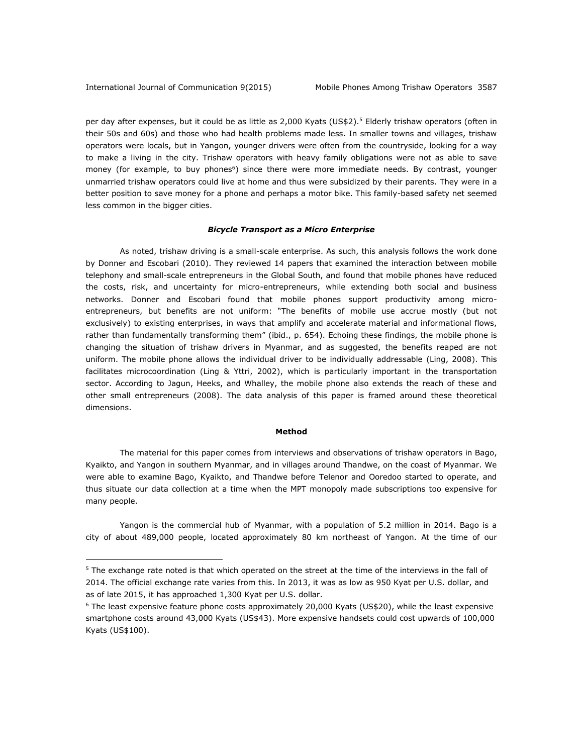per day after expenses, but it could be as little as 2,000 Kyats (US$2).[5] Elderly trishaw operators (often in their 50s and 60s) and those who had health problems made less. In smaller towns and villages, trishaw operators were locals, but in Yangon, younger drivers were often from the countryside, looking for a way to make a living in the city. Trishaw operators with heavy family obligations were not as able to save money (for example, to buy phones[6]) since there were more immediate needs. By contrast, younger unmarried trishaw operators could live at home and thus were subsidized by their parents. They were in a better position to save money for a phone and perhaps a motor bike. This family-based safety net seemed less common in the bigger cities.

### *Bicycle Transport as a Micro Enterprise*

As noted, trishaw driving is a small-scale enterprise. As such, this analysis follows the work done by Donner and Escobari (2010). They reviewed 14 papers that examined the interaction between mobile telephony and small-scale entrepreneurs in the Global South, and found that mobile phones have reduced the costs, risk, and uncertainty for micro-entrepreneurs, while extending both social and business networks. Donner and Escobari found that mobile phones support productivity among micro-entrepreneurs, but benefits are not uniform: "The benefits of mobile use accrue mostly (but not exclusively) to existing enterprises, in ways that amplify and accelerate material and informational flows, rather than fundamentally transforming them" (ibid., p. 654). Echoing these findings, the mobile phone is changing the situation of trishaw drivers in Myanmar, and as suggested, the benefits reaped are not uniform. The mobile phone allows the individual driver to be individually addressable (Ling, 2008). This facilitates microcoordination (Ling & Yttri, 2002), which is particularly important in the transportation sector. According to Jagun, Heeks, and Whalley, the mobile phone also extends the reach of these and other small entrepreneurs (2008). The data analysis of this paper is framed around these theoretical dimensions.

## Method

The material for this paper comes from interviews and observations of trishaw operators in Bago, Kyaikto, and Yangon in southern Myanmar, and in villages around Thandwe, on the coast of Myanmar. We were able to examine Bago, Kyaikto, and Thandwe before Telenor and Ooredoo started to operate, and thus situate our data collection at a time when the MPT monopoly made subscriptions too expensive for many people.

Yangon is the commercial hub of Myanmar, with a population of 5.2 million in 2014. Bago is a city of about 489,000 people, located approximately 80 km northeast of Yangon. At the time of our

---

[5] The exchange rate noted is that which operated on the street at the time of the interviews in the fall of 2014. The official exchange rate varies from this. In 2013, it was as low as 950 Kyat per U.S. dollar, and as of late 2015, it has approached 1,300 Kyat per U.S. dollar.

[6] The least expensive feature phone costs approximately 20,000 Kyats (US$20), while the least expensive smartphone costs around 43,000 Kyats (US$43). More expensive handsets could cost upwards of 100,000 Kyats (US$100).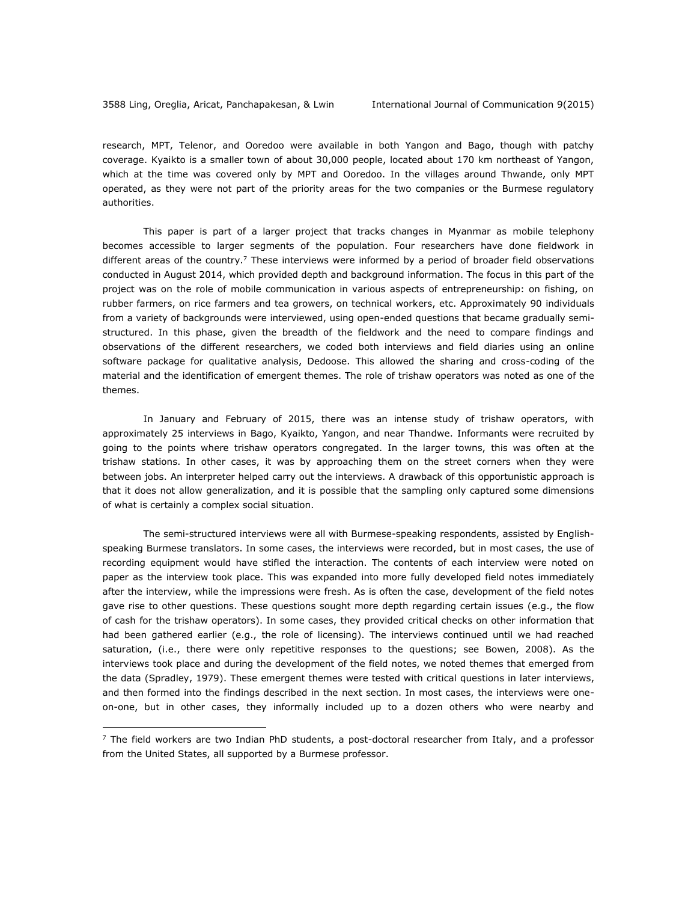research, MPT, Telenor, and Ooredoo were available in both Yangon and Bago, though with patchy coverage. Kyaikto is a smaller town of about 30,000 people, located about 170 km northeast of Yangon, which at the time was covered only by MPT and Ooredoo. In the villages around Thwande, only MPT operated, as they were not part of the priority areas for the two companies or the Burmese regulatory authorities.

This paper is part of a larger project that tracks changes in Myanmar as mobile telephony becomes accessible to larger segments of the population. Four researchers have done fieldwork in different areas of the country.[7] These interviews were informed by a period of broader field observations conducted in August 2014, which provided depth and background information. The focus in this part of the project was on the role of mobile communication in various aspects of entrepreneurship: on fishing, on rubber farmers, on rice farmers and tea growers, on technical workers, etc. Approximately 90 individuals from a variety of backgrounds were interviewed, using open-ended questions that became gradually semi-structured. In this phase, given the breadth of the fieldwork and the need to compare findings and observations of the different researchers, we coded both interviews and field diaries using an online software package for qualitative analysis, Dedoose. This allowed the sharing and cross-coding of the material and the identification of emergent themes. The role of trishaw operators was noted as one of the themes.

In January and February of 2015, there was an intense study of trishaw operators, with approximately 25 interviews in Bago, Kyaikto, Yangon, and near Thandwe. Informants were recruited by going to the points where trishaw operators congregated. In the larger towns, this was often at the trishaw stations. In other cases, it was by approaching them on the street corners when they were between jobs. An interpreter helped carry out the interviews. A drawback of this opportunistic approach is that it does not allow generalization, and it is possible that the sampling only captured some dimensions of what is certainly a complex social situation.

The semi-structured interviews were all with Burmese-speaking respondents, assisted by English-speaking Burmese translators. In some cases, the interviews were recorded, but in most cases, the use of recording equipment would have stifled the interaction. The contents of each interview were noted on paper as the interview took place. This was expanded into more fully developed field notes immediately after the interview, while the impressions were fresh. As is often the case, development of the field notes gave rise to other questions. These questions sought more depth regarding certain issues (e.g., the flow of cash for the trishaw operators). In some cases, they provided critical checks on other information that had been gathered earlier (e.g., the role of licensing). The interviews continued until we had reached saturation, (i.e., there were only repetitive responses to the questions; see Bowen, 2008). As the interviews took place and during the development of the field notes, we noted themes that emerged from the data (Spradley, 1979). These emergent themes were tested with critical questions in later interviews, and then formed into the findings described in the next section. In most cases, the interviews were one-on-one, but in other cases, they informally included up to a dozen others who were nearby and

[7] The field workers are two Indian PhD students, a post-doctoral researcher from Italy, and a professor from the United States, all supported by a Burmese professor.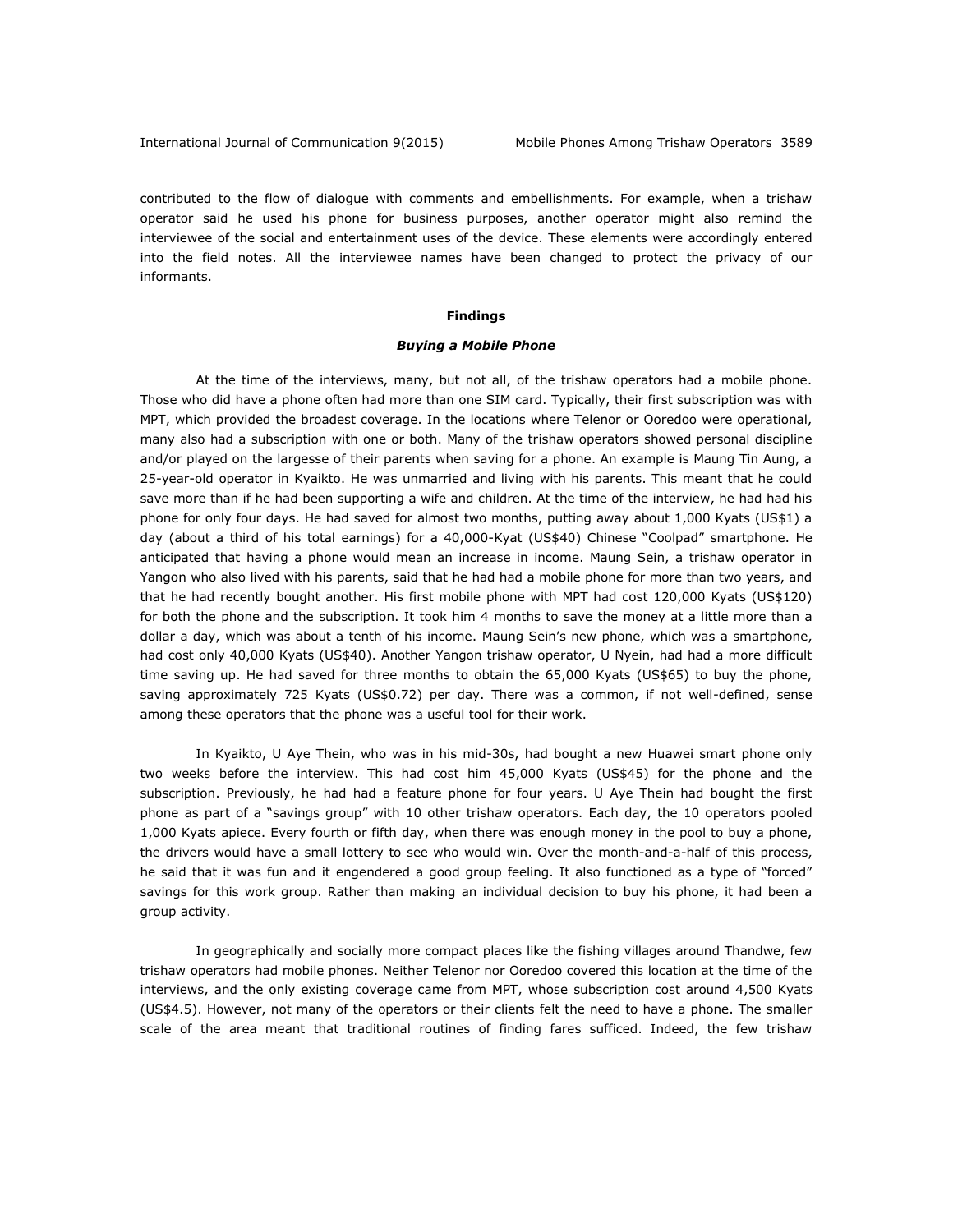contributed to the flow of dialogue with comments and embellishments. For example, when a trishaw operator said he used his phone for business purposes, another operator might also remind the interviewee of the social and entertainment uses of the device. These elements were accordingly entered into the field notes. All the interviewee names have been changed to protect the privacy of our informants.

## Findings

### *Buying a Mobile Phone*

At the time of the interviews, many, but not all, of the trishaw operators had a mobile phone. Those who did have a phone often had more than one SIM card. Typically, their first subscription was with MPT, which provided the broadest coverage. In the locations where Telenor or Ooredoo were operational, many also had a subscription with one or both. Many of the trishaw operators showed personal discipline and/or played on the largesse of their parents when saving for a phone. An example is Maung Tin Aung, a 25-year-old operator in Kyaikto. He was unmarried and living with his parents. This meant that he could save more than if he had been supporting a wife and children. At the time of the interview, he had had his phone for only four days. He had saved for almost two months, putting away about 1,000 Kyats (US$1) a day (about a third of his total earnings) for a 40,000-Kyat (US$40) Chinese "Coolpad" smartphone. He anticipated that having a phone would mean an increase in income. Maung Sein, a trishaw operator in Yangon who also lived with his parents, said that he had had a mobile phone for more than two years, and that he had recently bought another. His first mobile phone with MPT had cost 120,000 Kyats (US$120) for both the phone and the subscription. It took him 4 months to save the money at a little more than a dollar a day, which was about a tenth of his income. Maung Sein's new phone, which was a smartphone, had cost only 40,000 Kyats (US$40). Another Yangon trishaw operator, U Nyein, had had a more difficult time saving up. He had saved for three months to obtain the 65,000 Kyats (US$65) to buy the phone, saving approximately 725 Kyats (US$0.72) per day. There was a common, if not well-defined, sense among these operators that the phone was a useful tool for their work.

In Kyaikto, U Aye Thein, who was in his mid-30s, had bought a new Huawei smart phone only two weeks before the interview. This had cost him 45,000 Kyats (US$45) for the phone and the subscription. Previously, he had had a feature phone for four years. U Aye Thein had bought the first phone as part of a "savings group" with 10 other trishaw operators. Each day, the 10 operators pooled 1,000 Kyats apiece. Every fourth or fifth day, when there was enough money in the pool to buy a phone, the drivers would have a small lottery to see who would win. Over the month-and-a-half of this process, he said that it was fun and it engendered a good group feeling. It also functioned as a type of "forced" savings for this work group. Rather than making an individual decision to buy his phone, it had been a group activity.

In geographically and socially more compact places like the fishing villages around Thandwe, few trishaw operators had mobile phones. Neither Telenor nor Ooredoo covered this location at the time of the interviews, and the only existing coverage came from MPT, whose subscription cost around 4,500 Kyats (US$4.5). However, not many of the operators or their clients felt the need to have a phone. The smaller scale of the area meant that traditional routines of finding fares sufficed. Indeed, the few trishaw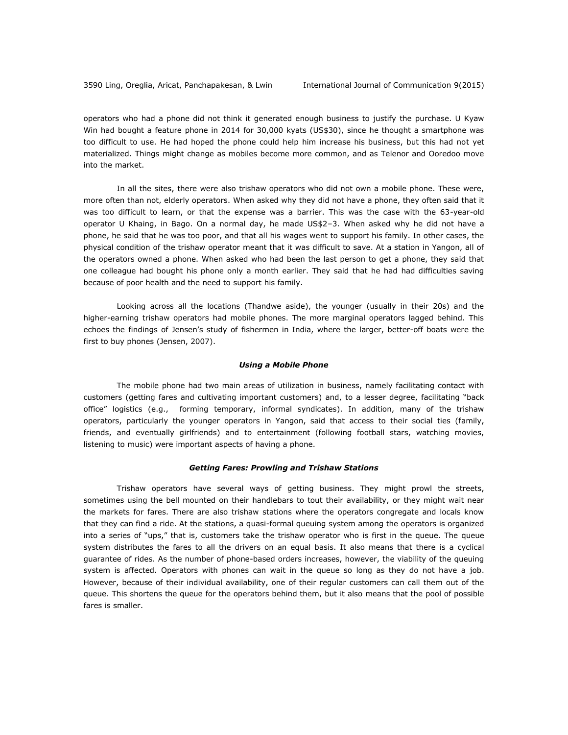operators who had a phone did not think it generated enough business to justify the purchase. U Kyaw Win had bought a feature phone in 2014 for 30,000 kyats (US$30), since he thought a smartphone was too difficult to use. He had hoped the phone could help him increase his business, but this had not yet materialized. Things might change as mobiles become more common, and as Telenor and Ooredoo move into the market.

In all the sites, there were also trishaw operators who did not own a mobile phone. These were, more often than not, elderly operators. When asked why they did not have a phone, they often said that it was too difficult to learn, or that the expense was a barrier. This was the case with the 63-year-old operator U Khaing, in Bago. On a normal day, he made US$2–3. When asked why he did not have a phone, he said that he was too poor, and that all his wages went to support his family. In other cases, the physical condition of the trishaw operator meant that it was difficult to save. At a station in Yangon, all of the operators owned a phone. When asked who had been the last person to get a phone, they said that one colleague had bought his phone only a month earlier. They said that he had had difficulties saving because of poor health and the need to support his family.

Looking across all the locations (Thandwe aside), the younger (usually in their 20s) and the higher-earning trishaw operators had mobile phones. The more marginal operators lagged behind. This echoes the findings of Jensen's study of fishermen in India, where the larger, better-off boats were the first to buy phones (Jensen, 2007).

### *Using a Mobile Phone*

The mobile phone had two main areas of utilization in business, namely facilitating contact with customers (getting fares and cultivating important customers) and, to a lesser degree, facilitating "back office" logistics (e.g., forming temporary, informal syndicates). In addition, many of the trishaw operators, particularly the younger operators in Yangon, said that access to their social ties (family, friends, and eventually girlfriends) and to entertainment (following football stars, watching movies, listening to music) were important aspects of having a phone.

### *Getting Fares: Prowling and Trishaw Stations*

Trishaw operators have several ways of getting business. They might prowl the streets, sometimes using the bell mounted on their handlebars to tout their availability, or they might wait near the markets for fares. There are also trishaw stations where the operators congregate and locals know that they can find a ride. At the stations, a quasi-formal queuing system among the operators is organized into a series of "ups," that is, customers take the trishaw operator who is first in the queue. The queue system distributes the fares to all the drivers on an equal basis. It also means that there is a cyclical guarantee of rides. As the number of phone-based orders increases, however, the viability of the queuing system is affected. Operators with phones can wait in the queue so long as they do not have a job. However, because of their individual availability, one of their regular customers can call them out of the queue. This shortens the queue for the operators behind them, but it also means that the pool of possible fares is smaller.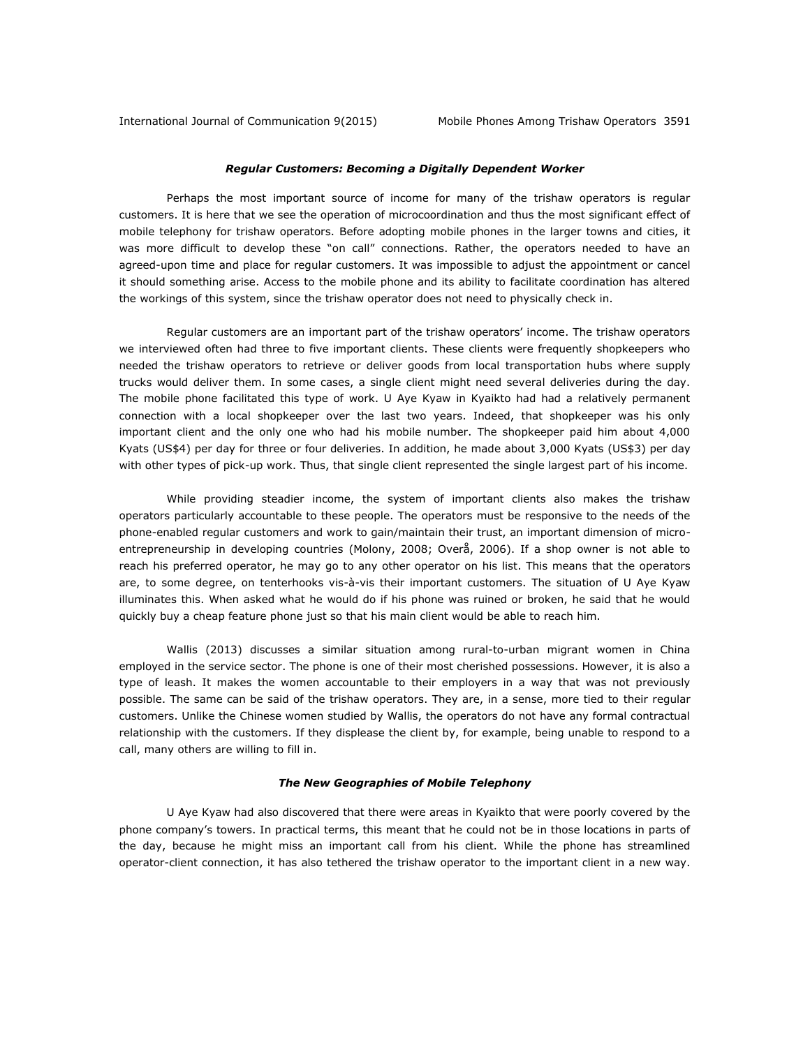### ***Regular Customers: Becoming a Digitally Dependent Worker***

Perhaps the most important source of income for many of the trishaw operators is regular customers. It is here that we see the operation of microcoordination and thus the most significant effect of mobile telephony for trishaw operators. Before adopting mobile phones in the larger towns and cities, it was more difficult to develop these "on call" connections. Rather, the operators needed to have an agreed-upon time and place for regular customers. It was impossible to adjust the appointment or cancel it should something arise. Access to the mobile phone and its ability to facilitate coordination has altered the workings of this system, since the trishaw operator does not need to physically check in.

Regular customers are an important part of the trishaw operators' income. The trishaw operators we interviewed often had three to five important clients. These clients were frequently shopkeepers who needed the trishaw operators to retrieve or deliver goods from local transportation hubs where supply trucks would deliver them. In some cases, a single client might need several deliveries during the day. The mobile phone facilitated this type of work. U Aye Kyaw in Kyaikto had had a relatively permanent connection with a local shopkeeper over the last two years. Indeed, that shopkeeper was his only important client and the only one who had his mobile number. The shopkeeper paid him about 4,000 Kyats (US$4) per day for three or four deliveries. In addition, he made about 3,000 Kyats (US$3) per day with other types of pick-up work. Thus, that single client represented the single largest part of his income.

While providing steadier income, the system of important clients also makes the trishaw operators particularly accountable to these people. The operators must be responsive to the needs of the phone-enabled regular customers and work to gain/maintain their trust, an important dimension of micro-entrepreneurship in developing countries (Molony, 2008; Overå, 2006). If a shop owner is not able to reach his preferred operator, he may go to any other operator on his list. This means that the operators are, to some degree, on tenterhooks vis-à-vis their important customers. The situation of U Aye Kyaw illuminates this. When asked what he would do if his phone was ruined or broken, he said that he would quickly buy a cheap feature phone just so that his main client would be able to reach him.

Wallis (2013) discusses a similar situation among rural-to-urban migrant women in China employed in the service sector. The phone is one of their most cherished possessions. However, it is also a type of leash. It makes the women accountable to their employers in a way that was not previously possible. The same can be said of the trishaw operators. They are, in a sense, more tied to their regular customers. Unlike the Chinese women studied by Wallis, the operators do not have any formal contractual relationship with the customers. If they displease the client by, for example, being unable to respond to a call, many others are willing to fill in.

### ***The New Geographies of Mobile Telephony***

U Aye Kyaw had also discovered that there were areas in Kyaikto that were poorly covered by the phone company's towers. In practical terms, this meant that he could not be in those locations in parts of the day, because he might miss an important call from his client. While the phone has streamlined operator-client connection, it has also tethered the trishaw operator to the important client in a new way.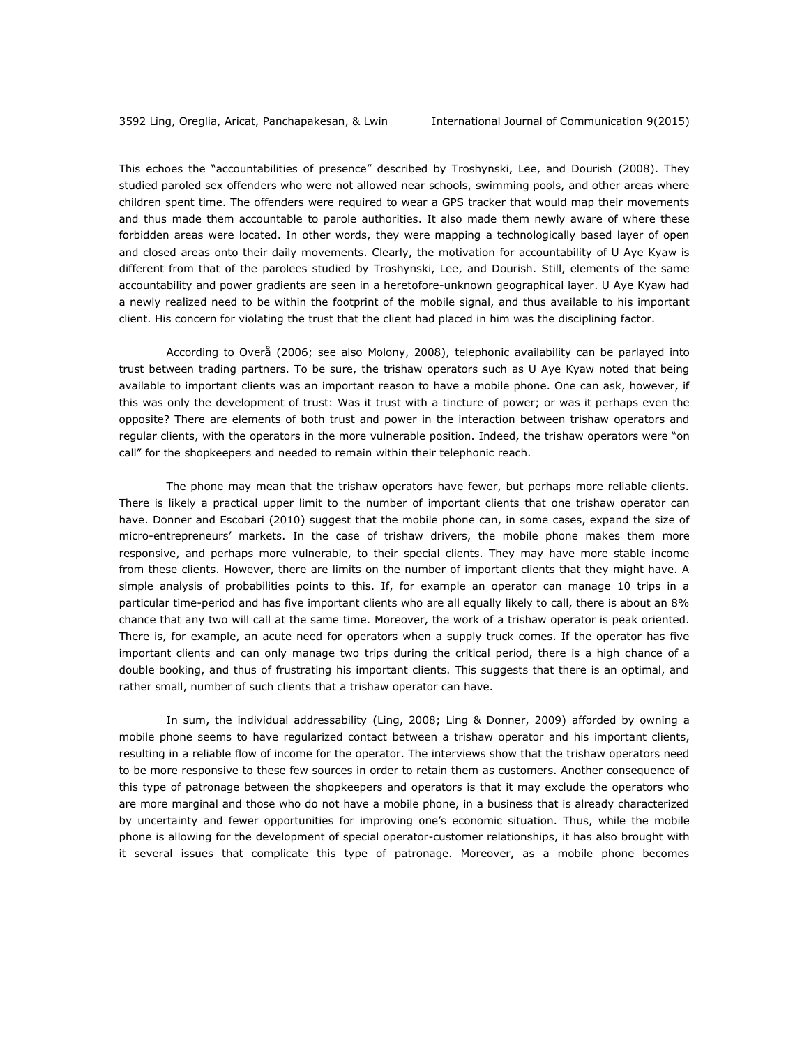This echoes the "accountabilities of presence" described by Troshynski, Lee, and Dourish (2008). They studied paroled sex offenders who were not allowed near schools, swimming pools, and other areas where children spent time. The offenders were required to wear a GPS tracker that would map their movements and thus made them accountable to parole authorities. It also made them newly aware of where these forbidden areas were located. In other words, they were mapping a technologically based layer of open and closed areas onto their daily movements. Clearly, the motivation for accountability of U Aye Kyaw is different from that of the parolees studied by Troshynski, Lee, and Dourish. Still, elements of the same accountability and power gradients are seen in a heretofore-unknown geographical layer. U Aye Kyaw had a newly realized need to be within the footprint of the mobile signal, and thus available to his important client. His concern for violating the trust that the client had placed in him was the disciplining factor.

According to Overå (2006; see also Molony, 2008), telephonic availability can be parlayed into trust between trading partners. To be sure, the trishaw operators such as U Aye Kyaw noted that being available to important clients was an important reason to have a mobile phone. One can ask, however, if this was only the development of trust: Was it trust with a tincture of power; or was it perhaps even the opposite? There are elements of both trust and power in the interaction between trishaw operators and regular clients, with the operators in the more vulnerable position. Indeed, the trishaw operators were "on call" for the shopkeepers and needed to remain within their telephonic reach.

The phone may mean that the trishaw operators have fewer, but perhaps more reliable clients. There is likely a practical upper limit to the number of important clients that one trishaw operator can have. Donner and Escobari (2010) suggest that the mobile phone can, in some cases, expand the size of micro-entrepreneurs' markets. In the case of trishaw drivers, the mobile phone makes them more responsive, and perhaps more vulnerable, to their special clients. They may have more stable income from these clients. However, there are limits on the number of important clients that they might have. A simple analysis of probabilities points to this. If, for example an operator can manage 10 trips in a particular time-period and has five important clients who are all equally likely to call, there is about an 8% chance that any two will call at the same time. Moreover, the work of a trishaw operator is peak oriented. There is, for example, an acute need for operators when a supply truck comes. If the operator has five important clients and can only manage two trips during the critical period, there is a high chance of a double booking, and thus of frustrating his important clients. This suggests that there is an optimal, and rather small, number of such clients that a trishaw operator can have.

In sum, the individual addressability (Ling, 2008; Ling & Donner, 2009) afforded by owning a mobile phone seems to have regularized contact between a trishaw operator and his important clients, resulting in a reliable flow of income for the operator. The interviews show that the trishaw operators need to be more responsive to these few sources in order to retain them as customers. Another consequence of this type of patronage between the shopkeepers and operators is that it may exclude the operators who are more marginal and those who do not have a mobile phone, in a business that is already characterized by uncertainty and fewer opportunities for improving one's economic situation. Thus, while the mobile phone is allowing for the development of special operator-customer relationships, it has also brought with it several issues that complicate this type of patronage. Moreover, as a mobile phone becomes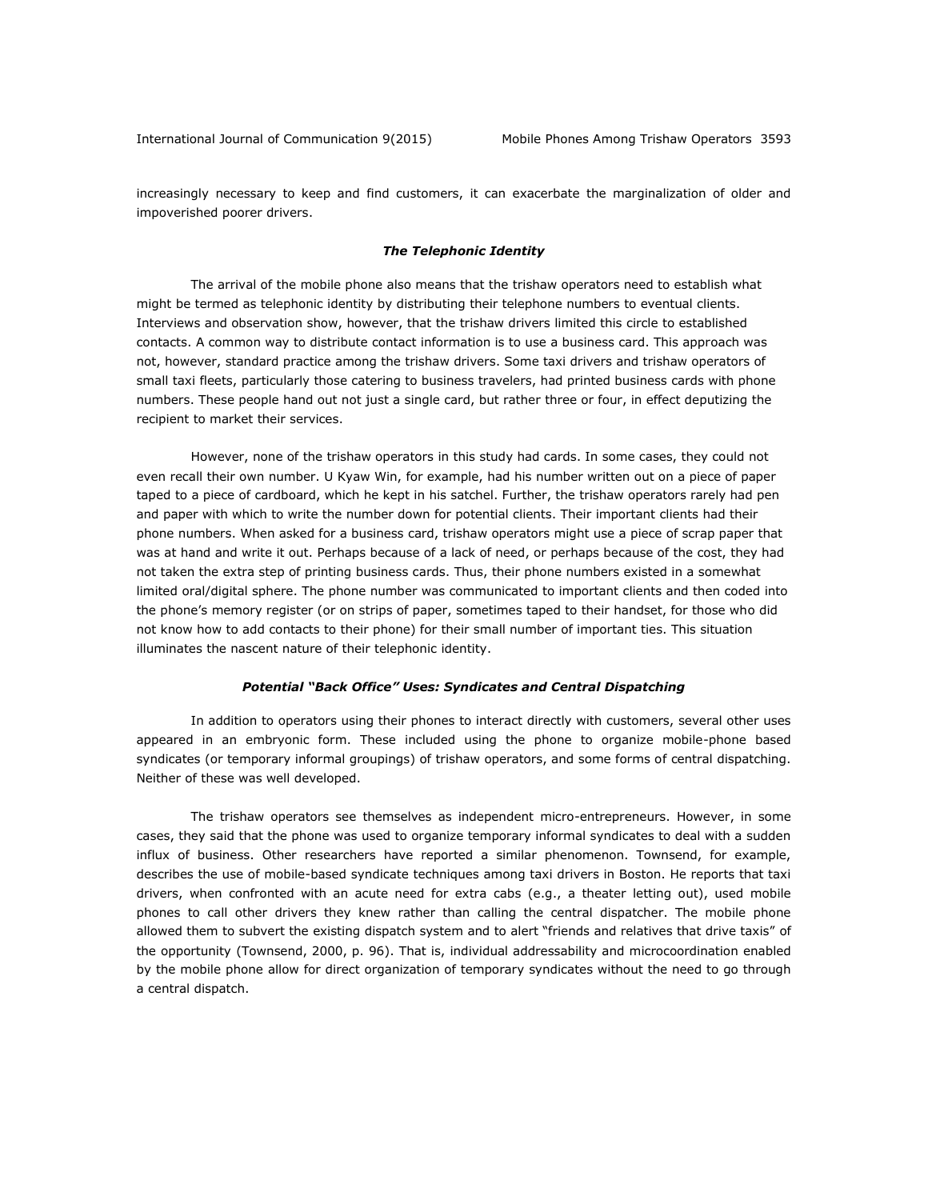increasingly necessary to keep and find customers, it can exacerbate the marginalization of older and impoverished poorer drivers.

### *The Telephonic Identity*

The arrival of the mobile phone also means that the trishaw operators need to establish what might be termed as telephonic identity by distributing their telephone numbers to eventual clients. Interviews and observation show, however, that the trishaw drivers limited this circle to established contacts. A common way to distribute contact information is to use a business card. This approach was not, however, standard practice among the trishaw drivers. Some taxi drivers and trishaw operators of small taxi fleets, particularly those catering to business travelers, had printed business cards with phone numbers. These people hand out not just a single card, but rather three or four, in effect deputizing the recipient to market their services.

However, none of the trishaw operators in this study had cards. In some cases, they could not even recall their own number. U Kyaw Win, for example, had his number written out on a piece of paper taped to a piece of cardboard, which he kept in his satchel. Further, the trishaw operators rarely had pen and paper with which to write the number down for potential clients. Their important clients had their phone numbers. When asked for a business card, trishaw operators might use a piece of scrap paper that was at hand and write it out. Perhaps because of a lack of need, or perhaps because of the cost, they had not taken the extra step of printing business cards. Thus, their phone numbers existed in a somewhat limited oral/digital sphere. The phone number was communicated to important clients and then coded into the phone's memory register (or on strips of paper, sometimes taped to their handset, for those who did not know how to add contacts to their phone) for their small number of important ties. This situation illuminates the nascent nature of their telephonic identity.

### *Potential "Back Office" Uses: Syndicates and Central Dispatching*

In addition to operators using their phones to interact directly with customers, several other uses appeared in an embryonic form. These included using the phone to organize mobile-phone based syndicates (or temporary informal groupings) of trishaw operators, and some forms of central dispatching. Neither of these was well developed.

The trishaw operators see themselves as independent micro-entrepreneurs. However, in some cases, they said that the phone was used to organize temporary informal syndicates to deal with a sudden influx of business. Other researchers have reported a similar phenomenon. Townsend, for example, describes the use of mobile-based syndicate techniques among taxi drivers in Boston. He reports that taxi drivers, when confronted with an acute need for extra cabs (e.g., a theater letting out), used mobile phones to call other drivers they knew rather than calling the central dispatcher. The mobile phone allowed them to subvert the existing dispatch system and to alert "friends and relatives that drive taxis" of the opportunity (Townsend, 2000, p. 96). That is, individual addressability and microcoordination enabled by the mobile phone allow for direct organization of temporary syndicates without the need to go through a central dispatch.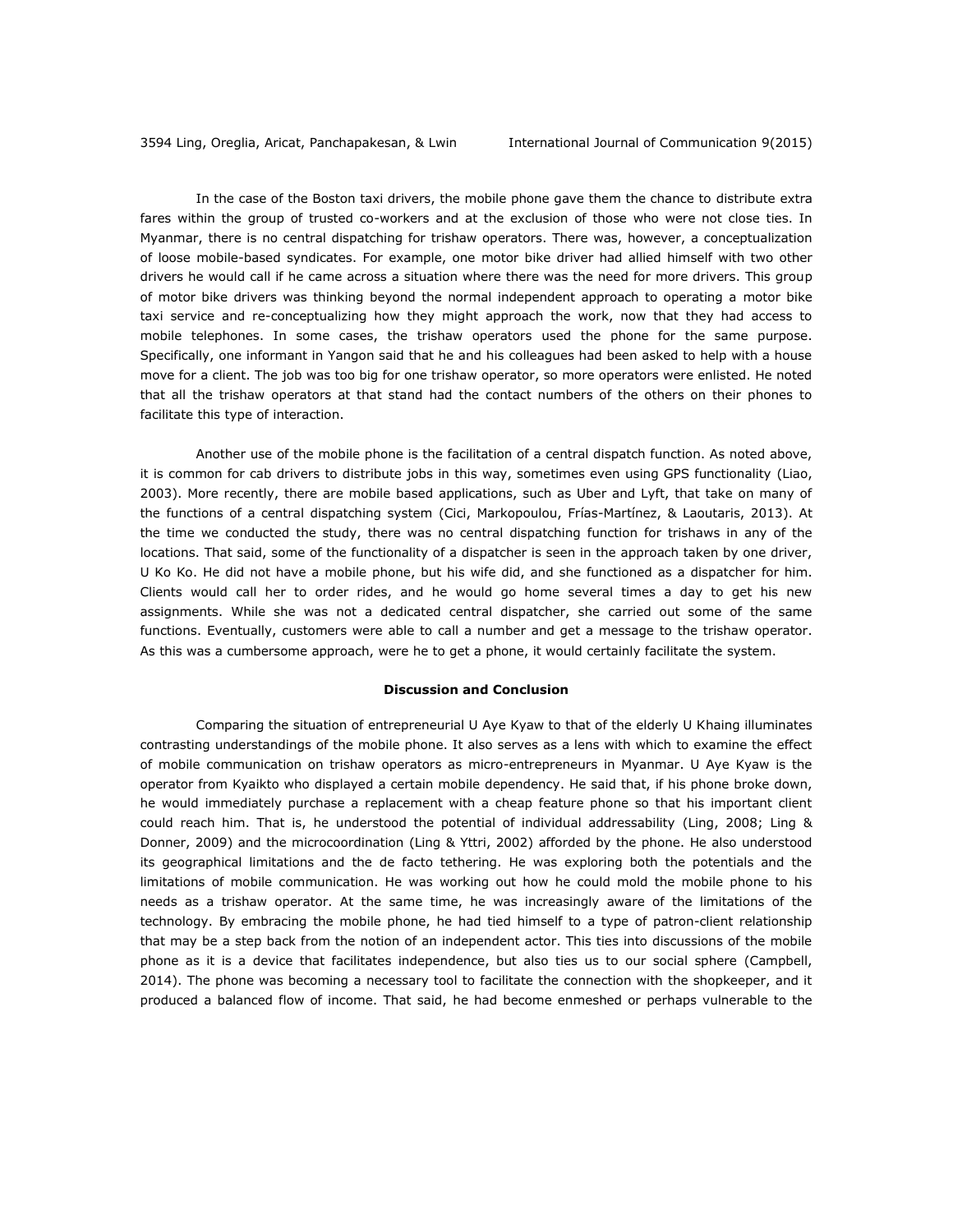In the case of the Boston taxi drivers, the mobile phone gave them the chance to distribute extra fares within the group of trusted co-workers and at the exclusion of those who were not close ties. In Myanmar, there is no central dispatching for trishaw operators. There was, however, a conceptualization of loose mobile-based syndicates. For example, one motor bike driver had allied himself with two other drivers he would call if he came across a situation where there was the need for more drivers. This group of motor bike drivers was thinking beyond the normal independent approach to operating a motor bike taxi service and re-conceptualizing how they might approach the work, now that they had access to mobile telephones. In some cases, the trishaw operators used the phone for the same purpose. Specifically, one informant in Yangon said that he and his colleagues had been asked to help with a house move for a client. The job was too big for one trishaw operator, so more operators were enlisted. He noted that all the trishaw operators at that stand had the contact numbers of the others on their phones to facilitate this type of interaction.

Another use of the mobile phone is the facilitation of a central dispatch function. As noted above, it is common for cab drivers to distribute jobs in this way, sometimes even using GPS functionality (Liao, 2003). More recently, there are mobile based applications, such as Uber and Lyft, that take on many of the functions of a central dispatching system (Cici, Markopoulou, Frías-Martínez, & Laoutaris, 2013). At the time we conducted the study, there was no central dispatching function for trishaws in any of the locations. That said, some of the functionality of a dispatcher is seen in the approach taken by one driver, U Ko Ko. He did not have a mobile phone, but his wife did, and she functioned as a dispatcher for him. Clients would call her to order rides, and he would go home several times a day to get his new assignments. While she was not a dedicated central dispatcher, she carried out some of the same functions. Eventually, customers were able to call a number and get a message to the trishaw operator. As this was a cumbersome approach, were he to get a phone, it would certainly facilitate the system.

## Discussion and Conclusion

Comparing the situation of entrepreneurial U Aye Kyaw to that of the elderly U Khaing illuminates contrasting understandings of the mobile phone. It also serves as a lens with which to examine the effect of mobile communication on trishaw operators as micro-entrepreneurs in Myanmar. U Aye Kyaw is the operator from Kyaikto who displayed a certain mobile dependency. He said that, if his phone broke down, he would immediately purchase a replacement with a cheap feature phone so that his important client could reach him. That is, he understood the potential of individual addressability (Ling, 2008; Ling & Donner, 2009) and the microcoordination (Ling & Yttri, 2002) afforded by the phone. He also understood its geographical limitations and the de facto tethering. He was exploring both the potentials and the limitations of mobile communication. He was working out how he could mold the mobile phone to his needs as a trishaw operator. At the same time, he was increasingly aware of the limitations of the technology. By embracing the mobile phone, he had tied himself to a type of patron-client relationship that may be a step back from the notion of an independent actor. This ties into discussions of the mobile phone as it is a device that facilitates independence, but also ties us to our social sphere (Campbell, 2014). The phone was becoming a necessary tool to facilitate the connection with the shopkeeper, and it produced a balanced flow of income. That said, he had become enmeshed or perhaps vulnerable to the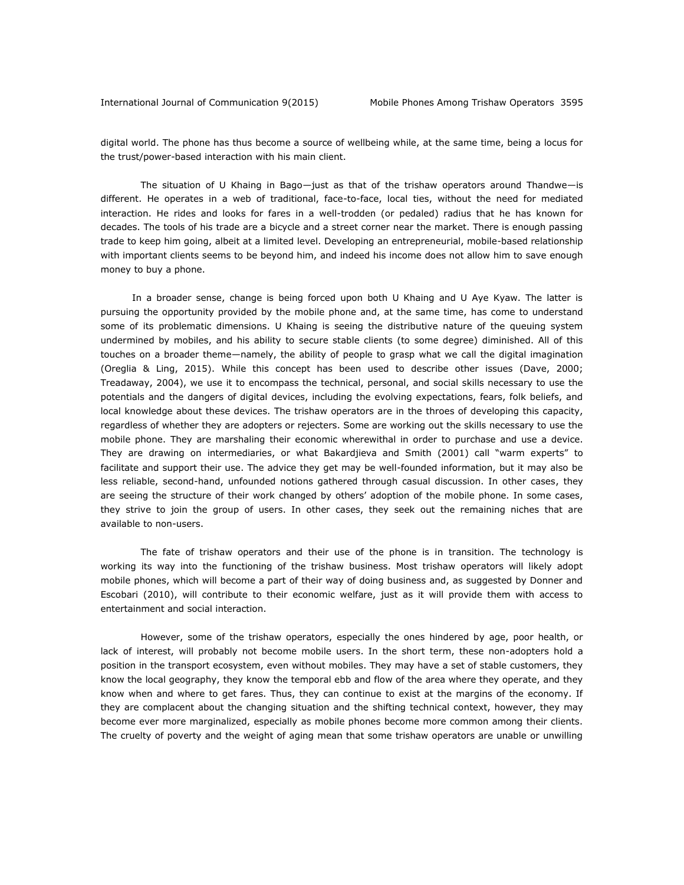digital world. The phone has thus become a source of wellbeing while, at the same time, being a locus for the trust/power-based interaction with his main client.

The situation of U Khaing in Bago—just as that of the trishaw operators around Thandwe—is different. He operates in a web of traditional, face-to-face, local ties, without the need for mediated interaction. He rides and looks for fares in a well-trodden (or pedaled) radius that he has known for decades. The tools of his trade are a bicycle and a street corner near the market. There is enough passing trade to keep him going, albeit at a limited level. Developing an entrepreneurial, mobile-based relationship with important clients seems to be beyond him, and indeed his income does not allow him to save enough money to buy a phone.

In a broader sense, change is being forced upon both U Khaing and U Aye Kyaw. The latter is pursuing the opportunity provided by the mobile phone and, at the same time, has come to understand some of its problematic dimensions. U Khaing is seeing the distributive nature of the queuing system undermined by mobiles, and his ability to secure stable clients (to some degree) diminished. All of this touches on a broader theme—namely, the ability of people to grasp what we call the digital imagination (Oreglia & Ling, 2015). While this concept has been used to describe other issues (Dave, 2000; Treadaway, 2004), we use it to encompass the technical, personal, and social skills necessary to use the potentials and the dangers of digital devices, including the evolving expectations, fears, folk beliefs, and local knowledge about these devices. The trishaw operators are in the throes of developing this capacity, regardless of whether they are adopters or rejecters. Some are working out the skills necessary to use the mobile phone. They are marshaling their economic wherewithal in order to purchase and use a device. They are drawing on intermediaries, or what Bakardjieva and Smith (2001) call "warm experts" to facilitate and support their use. The advice they get may be well-founded information, but it may also be less reliable, second-hand, unfounded notions gathered through casual discussion. In other cases, they are seeing the structure of their work changed by others' adoption of the mobile phone. In some cases, they strive to join the group of users. In other cases, they seek out the remaining niches that are available to non-users.

The fate of trishaw operators and their use of the phone is in transition. The technology is working its way into the functioning of the trishaw business. Most trishaw operators will likely adopt mobile phones, which will become a part of their way of doing business and, as suggested by Donner and Escobari (2010), will contribute to their economic welfare, just as it will provide them with access to entertainment and social interaction.

However, some of the trishaw operators, especially the ones hindered by age, poor health, or lack of interest, will probably not become mobile users. In the short term, these non-adopters hold a position in the transport ecosystem, even without mobiles. They may have a set of stable customers, they know the local geography, they know the temporal ebb and flow of the area where they operate, and they know when and where to get fares. Thus, they can continue to exist at the margins of the economy. If they are complacent about the changing situation and the shifting technical context, however, they may become ever more marginalized, especially as mobile phones become more common among their clients. The cruelty of poverty and the weight of aging mean that some trishaw operators are unable or unwilling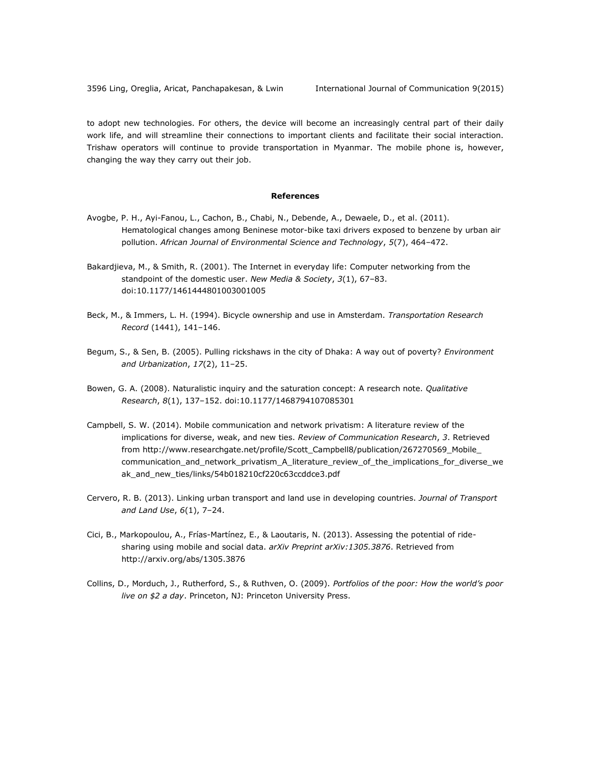to adopt new technologies. For others, the device will become an increasingly central part of their daily work life, and will streamline their connections to important clients and facilitate their social interaction. Trishaw operators will continue to provide transportation in Myanmar. The mobile phone is, however, changing the way they carry out their job.

## References

Avogbe, P. H., Ayi-Fanou, L., Cachon, B., Chabi, N., Debende, A., Dewaele, D., et al. (2011). Hematological changes among Beninese motor-bike taxi drivers exposed to benzene by urban air pollution. *African Journal of Environmental Science and Technology*, *5*(7), 464–472.

Bakardjieva, M., & Smith, R. (2001). The Internet in everyday life: Computer networking from the standpoint of the domestic user. *New Media & Society*, *3*(1), 67–83. doi:10.1177/1461444801003001005

Beck, M., & Immers, L. H. (1994). Bicycle ownership and use in Amsterdam. *Transportation Research Record* (1441), 141–146.

Begum, S., & Sen, B. (2005). Pulling rickshaws in the city of Dhaka: A way out of poverty? *Environment and Urbanization*, *17*(2), 11–25.

Bowen, G. A. (2008). Naturalistic inquiry and the saturation concept: A research note. *Qualitative Research*, *8*(1), 137–152. doi:10.1177/1468794107085301

Campbell, S. W. (2014). Mobile communication and network privatism: A literature review of the implications for diverse, weak, and new ties. *Review of Communication Research*, *3*. Retrieved from http://www.researchgate.net/profile/Scott_Campbell8/publication/267270569_Mobile_communication_and_network_privatism_A_literature_review_of_the_implications_for_diverse_weak_and_new_ties/links/54b018210cf220c63ccddce3.pdf

Cervero, R. B. (2013). Linking urban transport and land use in developing countries. *Journal of Transport and Land Use*, *6*(1), 7–24.

Cici, B., Markopoulou, A., Frías-Martínez, E., & Laoutaris, N. (2013). Assessing the potential of ride-sharing using mobile and social data. *arXiv Preprint arXiv:1305.3876*. Retrieved from http://arxiv.org/abs/1305.3876

Collins, D., Morduch, J., Rutherford, S., & Ruthven, O. (2009). *Portfolios of the poor: How the world's poor live on $2 a day*. Princeton, NJ: Princeton University Press.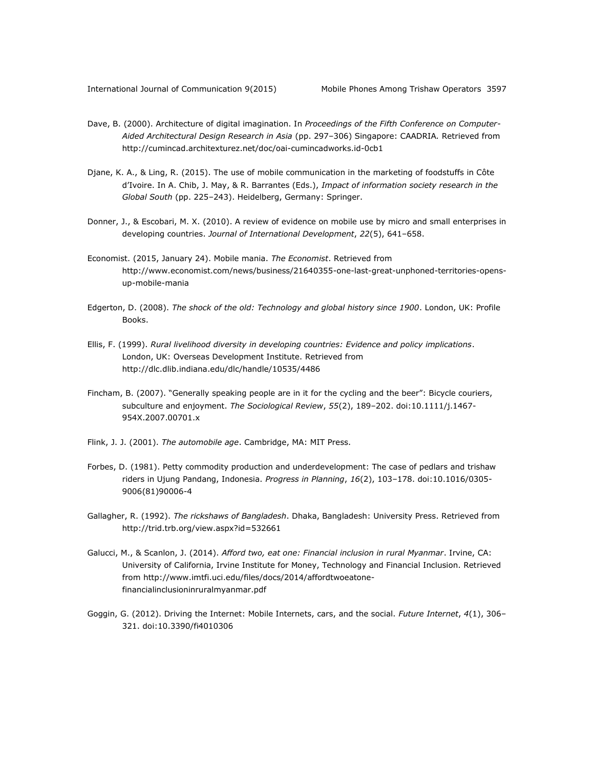Dave, B. (2000). Architecture of digital imagination. In *Proceedings of the Fifth Conference on Computer-Aided Architectural Design Research in Asia* (pp. 297–306) Singapore: CAADRIA. Retrieved from http://cumincad.architexturez.net/doc/oai-cumincadworks.id-0cb1

Djane, K. A., & Ling, R. (2015). The use of mobile communication in the marketing of foodstuffs in Côte d'Ivoire. In A. Chib, J. May, & R. Barrantes (Eds.), *Impact of information society research in the Global South* (pp. 225–243). Heidelberg, Germany: Springer.

Donner, J., & Escobari, M. X. (2010). A review of evidence on mobile use by micro and small enterprises in developing countries. *Journal of International Development*, *22*(5), 641–658.

Economist. (2015, January 24). Mobile mania. *The Economist*. Retrieved from http://www.economist.com/news/business/21640355-one-last-great-unphoned-territories-opens-up-mobile-mania

Edgerton, D. (2008). *The shock of the old: Technology and global history since 1900*. London, UK: Profile Books.

Ellis, F. (1999). *Rural livelihood diversity in developing countries: Evidence and policy implications*. London, UK: Overseas Development Institute. Retrieved from http://dlc.dlib.indiana.edu/dlc/handle/10535/4486

Fincham, B. (2007). "Generally speaking people are in it for the cycling and the beer": Bicycle couriers, subculture and enjoyment. *The Sociological Review*, *55*(2), 189–202. doi:10.1111/j.1467-954X.2007.00701.x

Flink, J. J. (2001). *The automobile age*. Cambridge, MA: MIT Press.

Forbes, D. (1981). Petty commodity production and underdevelopment: The case of pedlars and trishaw riders in Ujung Pandang, Indonesia. *Progress in Planning*, *16*(2), 103–178. doi:10.1016/0305-9006(81)90006-4

Gallagher, R. (1992). *The rickshaws of Bangladesh*. Dhaka, Bangladesh: University Press. Retrieved from http://trid.trb.org/view.aspx?id=532661

Galucci, M., & Scanlon, J. (2014). *Afford two, eat one: Financial inclusion in rural Myanmar*. Irvine, CA: University of California, Irvine Institute for Money, Technology and Financial Inclusion. Retrieved from http://www.imtfi.uci.edu/files/docs/2014/affordtwoeatone-financialinclusioninruralmyanmar.pdf

Goggin, G. (2012). Driving the Internet: Mobile Internets, cars, and the social. *Future Internet*, *4*(1), 306–321. doi:10.3390/fi4010306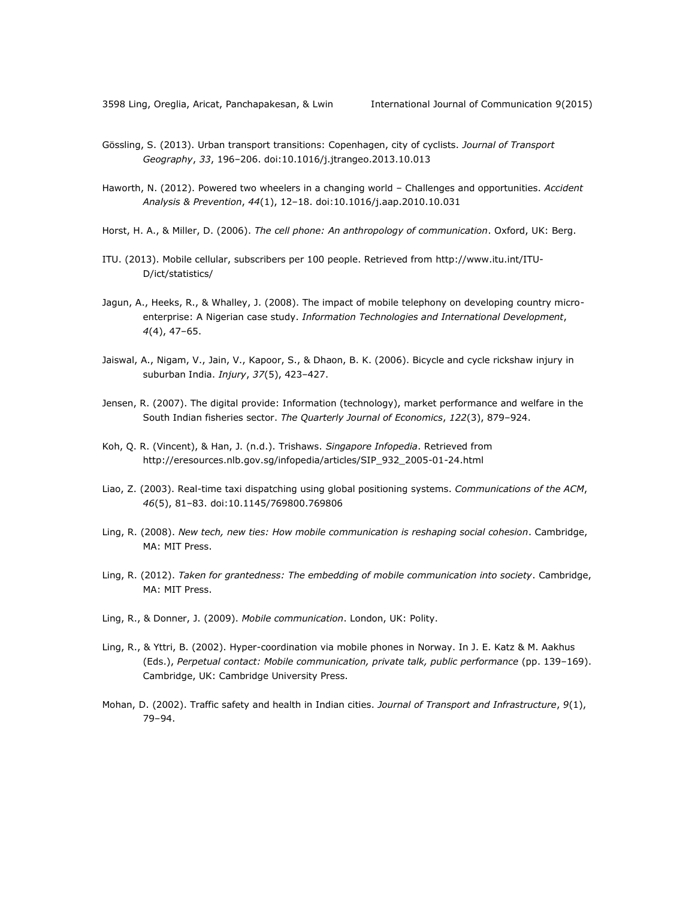Gössling, S. (2013). Urban transport transitions: Copenhagen, city of cyclists. *Journal of Transport Geography*, *33*, 196–206. doi:10.1016/j.jtrangeo.2013.10.013

Haworth, N. (2012). Powered two wheelers in a changing world – Challenges and opportunities. *Accident Analysis & Prevention*, *44*(1), 12–18. doi:10.1016/j.aap.2010.10.031

Horst, H. A., & Miller, D. (2006). *The cell phone: An anthropology of communication*. Oxford, UK: Berg.

ITU. (2013). Mobile cellular, subscribers per 100 people. Retrieved from http://www.itu.int/ITU-D/ict/statistics/

Jagun, A., Heeks, R., & Whalley, J. (2008). The impact of mobile telephony on developing country micro-enterprise: A Nigerian case study. *Information Technologies and International Development*, *4*(4), 47–65.

Jaiswal, A., Nigam, V., Jain, V., Kapoor, S., & Dhaon, B. K. (2006). Bicycle and cycle rickshaw injury in suburban India. *Injury*, *37*(5), 423–427.

Jensen, R. (2007). The digital provide: Information (technology), market performance and welfare in the South Indian fisheries sector. *The Quarterly Journal of Economics*, *122*(3), 879–924.

Koh, Q. R. (Vincent), & Han, J. (n.d.). Trishaws. *Singapore Infopedia*. Retrieved from http://eresources.nlb.gov.sg/infopedia/articles/SIP_932_2005-01-24.html

Liao, Z. (2003). Real-time taxi dispatching using global positioning systems. *Communications of the ACM*, *46*(5), 81–83. doi:10.1145/769800.769806

Ling, R. (2008). *New tech, new ties: How mobile communication is reshaping social cohesion*. Cambridge, MA: MIT Press.

Ling, R. (2012). *Taken for grantedness: The embedding of mobile communication into society*. Cambridge, MA: MIT Press.

Ling, R., & Donner, J. (2009). *Mobile communication*. London, UK: Polity.

Ling, R., & Yttri, B. (2002). Hyper-coordination via mobile phones in Norway. In J. E. Katz & M. Aakhus (Eds.), *Perpetual contact: Mobile communication, private talk, public performance* (pp. 139–169). Cambridge, UK: Cambridge University Press.

Mohan, D. (2002). Traffic safety and health in Indian cities. *Journal of Transport and Infrastructure*, *9*(1), 79–94.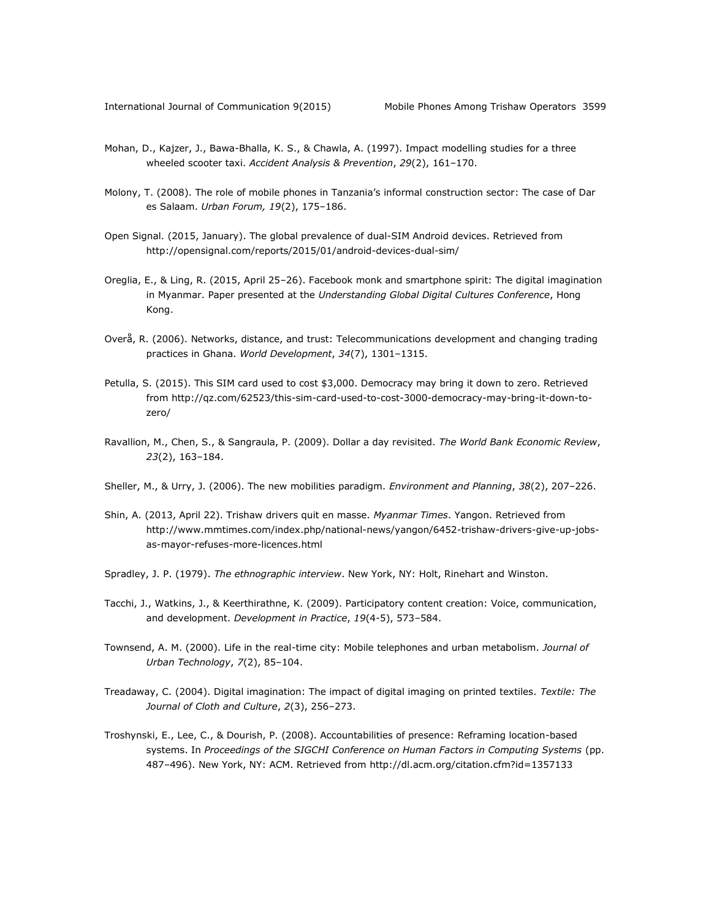Mohan, D., Kajzer, J., Bawa-Bhalla, K. S., & Chawla, A. (1997). Impact modelling studies for a three wheeled scooter taxi. *Accident Analysis & Prevention*, *29*(2), 161–170.

Molony, T. (2008). The role of mobile phones in Tanzania's informal construction sector: The case of Dar es Salaam. *Urban Forum, 19*(2), 175–186.

Open Signal. (2015, January). The global prevalence of dual-SIM Android devices. Retrieved from http://opensignal.com/reports/2015/01/android-devices-dual-sim/

Oreglia, E., & Ling, R. (2015, April 25–26). Facebook monk and smartphone spirit: The digital imagination in Myanmar. Paper presented at the *Understanding Global Digital Cultures Conference*, Hong Kong.

Overå, R. (2006). Networks, distance, and trust: Telecommunications development and changing trading practices in Ghana. *World Development*, *34*(7), 1301–1315.

Petulla, S. (2015). This SIM card used to cost $3,000. Democracy may bring it down to zero. Retrieved from http://qz.com/62523/this-sim-card-used-to-cost-3000-democracy-may-bring-it-down-to-zero/

Ravallion, M., Chen, S., & Sangraula, P. (2009). Dollar a day revisited. *The World Bank Economic Review*, *23*(2), 163–184.

Sheller, M., & Urry, J. (2006). The new mobilities paradigm. *Environment and Planning*, *38*(2), 207–226.

Shin, A. (2013, April 22). Trishaw drivers quit en masse. *Myanmar Times*. Yangon. Retrieved from http://www.mmtimes.com/index.php/national-news/yangon/6452-trishaw-drivers-give-up-jobs-as-mayor-refuses-more-licences.html

Spradley, J. P. (1979). *The ethnographic interview*. New York, NY: Holt, Rinehart and Winston.

Tacchi, J., Watkins, J., & Keerthirathne, K. (2009). Participatory content creation: Voice, communication, and development. *Development in Practice*, *19*(4-5), 573–584.

Townsend, A. M. (2000). Life in the real-time city: Mobile telephones and urban metabolism. *Journal of Urban Technology*, *7*(2), 85–104.

Treadaway, C. (2004). Digital imagination: The impact of digital imaging on printed textiles. *Textile: The Journal of Cloth and Culture*, *2*(3), 256–273.

Troshynski, E., Lee, C., & Dourish, P. (2008). Accountabilities of presence: Reframing location-based systems. In *Proceedings of the SIGCHI Conference on Human Factors in Computing Systems* (pp. 487–496). New York, NY: ACM. Retrieved from http://dl.acm.org/citation.cfm?id=1357133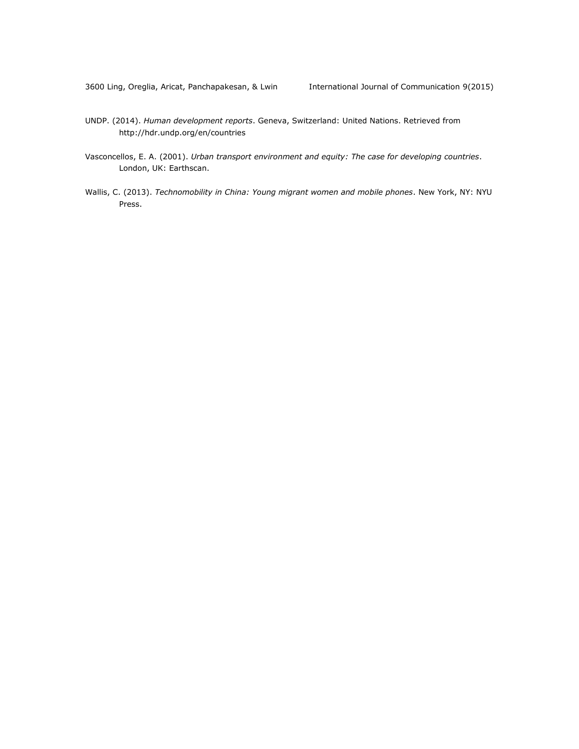UNDP. (2014). *Human development reports*. Geneva, Switzerland: United Nations. Retrieved from http://hdr.undp.org/en/countries

Vasconcellos, E. A. (2001). *Urban transport environment and equity: The case for developing countries*. London, UK: Earthscan.

Wallis, C. (2013). *Technomobility in China: Young migrant women and mobile phones*. New York, NY: NYU Press.